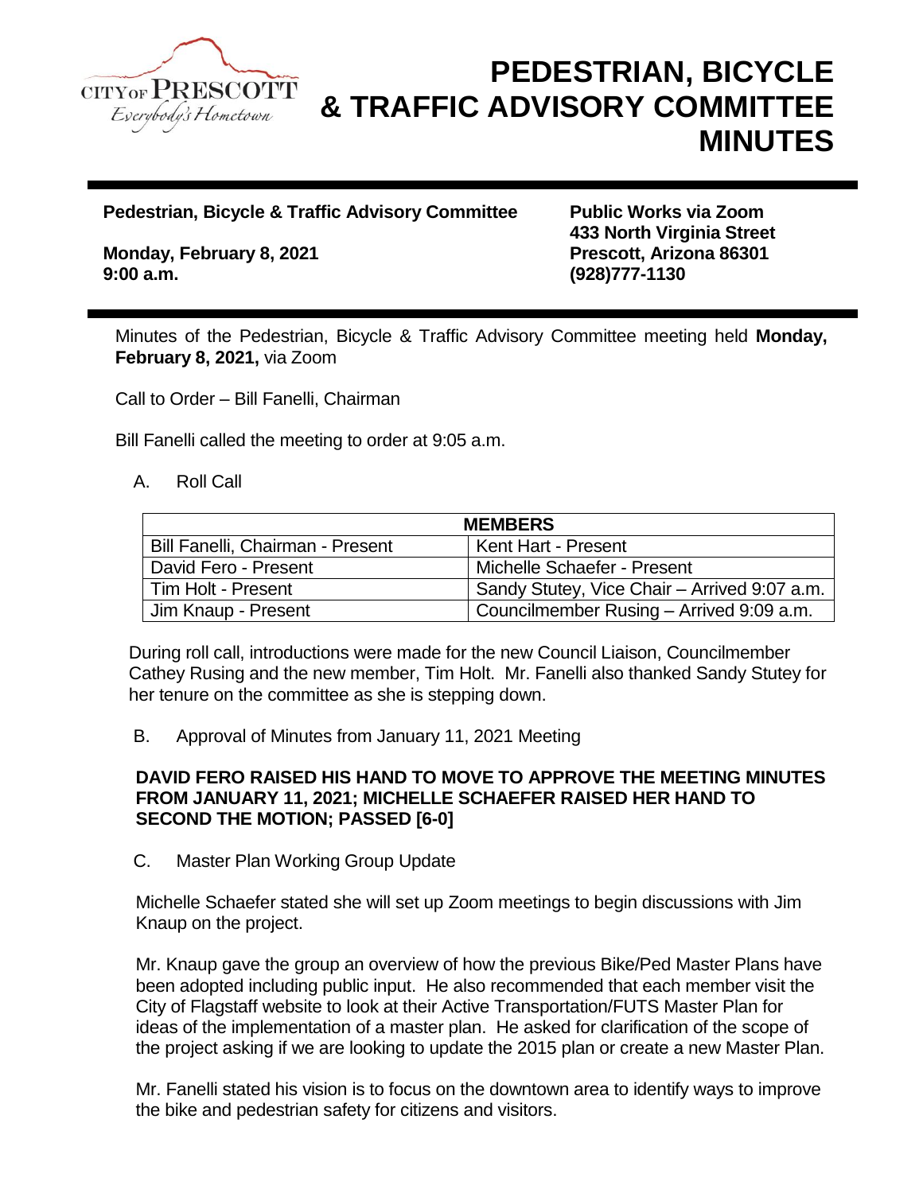CITY OF PRESCOTT
*Everybody's Hometown*

# PEDESTRIAN, BICYCLE & TRAFFIC ADVISORY COMMITTEE MINUTES

**Pedestrian, Bicycle & Traffic Advisory Committee**

**Monday, February 8, 2021**
**9:00 a.m.**

**Public Works via Zoom**
**433 North Virginia Street**
**Prescott, Arizona 86301**
**(928)777-1130**

Minutes of the Pedestrian, Bicycle & Traffic Advisory Committee meeting held **Monday, February 8, 2021,** via Zoom

Call to Order – Bill Fanelli, Chairman

Bill Fanelli called the meeting to order at 9:05 a.m.

A. Roll Call

| MEMBERS | |
|---|---|
| Bill Fanelli, Chairman - Present | Kent Hart - Present |
| David Fero - Present | Michelle Schaefer - Present |
| Tim Holt - Present | Sandy Stutey, Vice Chair – Arrived 9:07 a.m. |
| Jim Knaup - Present | Councilmember Rusing – Arrived 9:09 a.m. |

During roll call, introductions were made for the new Council Liaison, Councilmember Cathey Rusing and the new member, Tim Holt. Mr. Fanelli also thanked Sandy Stutey for her tenure on the committee as she is stepping down.

B. Approval of Minutes from January 11, 2021 Meeting

**DAVID FERO RAISED HIS HAND TO MOVE TO APPROVE THE MEETING MINUTES FROM JANUARY 11, 2021; MICHELLE SCHAEFER RAISED HER HAND TO SECOND THE MOTION; PASSED [6-0]**

C. Master Plan Working Group Update

Michelle Schaefer stated she will set up Zoom meetings to begin discussions with Jim Knaup on the project.

Mr. Knaup gave the group an overview of how the previous Bike/Ped Master Plans have been adopted including public input. He also recommended that each member visit the City of Flagstaff website to look at their Active Transportation/FUTS Master Plan for ideas of the implementation of a master plan. He asked for clarification of the scope of the project asking if we are looking to update the 2015 plan or create a new Master Plan.

Mr. Fanelli stated his vision is to focus on the downtown area to identify ways to improve the bike and pedestrian safety for citizens and visitors.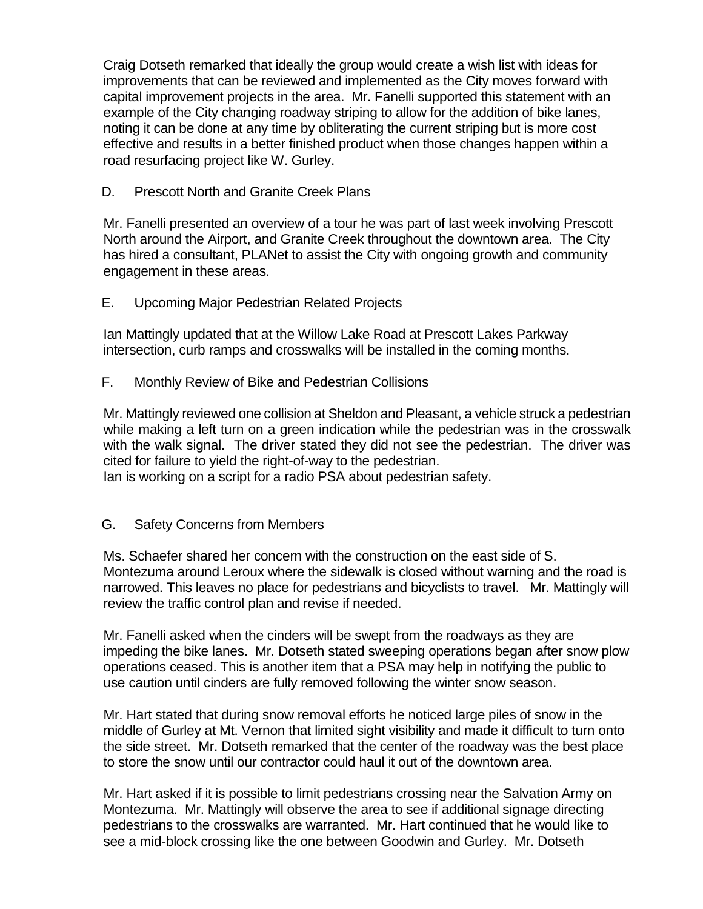Craig Dotseth remarked that ideally the group would create a wish list with ideas for improvements that can be reviewed and implemented as the City moves forward with capital improvement projects in the area. Mr. Fanelli supported this statement with an example of the City changing roadway striping to allow for the addition of bike lanes, noting it can be done at any time by obliterating the current striping but is more cost effective and results in a better finished product when those changes happen within a road resurfacing project like W. Gurley.

D. Prescott North and Granite Creek Plans

Mr. Fanelli presented an overview of a tour he was part of last week involving Prescott North around the Airport, and Granite Creek throughout the downtown area. The City has hired a consultant, PLANet to assist the City with ongoing growth and community engagement in these areas.

E. Upcoming Major Pedestrian Related Projects

Ian Mattingly updated that at the Willow Lake Road at Prescott Lakes Parkway intersection, curb ramps and crosswalks will be installed in the coming months.

F. Monthly Review of Bike and Pedestrian Collisions

Mr. Mattingly reviewed one collision at Sheldon and Pleasant, a vehicle struck a pedestrian while making a left turn on a green indication while the pedestrian was in the crosswalk with the walk signal. The driver stated they did not see the pedestrian. The driver was cited for failure to yield the right-of-way to the pedestrian.
Ian is working on a script for a radio PSA about pedestrian safety.

G. Safety Concerns from Members

Ms. Schaefer shared her concern with the construction on the east side of S. Montezuma around Leroux where the sidewalk is closed without warning and the road is narrowed. This leaves no place for pedestrians and bicyclists to travel. Mr. Mattingly will review the traffic control plan and revise if needed.

Mr. Fanelli asked when the cinders will be swept from the roadways as they are impeding the bike lanes. Mr. Dotseth stated sweeping operations began after snow plow operations ceased. This is another item that a PSA may help in notifying the public to use caution until cinders are fully removed following the winter snow season.

Mr. Hart stated that during snow removal efforts he noticed large piles of snow in the middle of Gurley at Mt. Vernon that limited sight visibility and made it difficult to turn onto the side street. Mr. Dotseth remarked that the center of the roadway was the best place to store the snow until our contractor could haul it out of the downtown area.

Mr. Hart asked if it is possible to limit pedestrians crossing near the Salvation Army on Montezuma. Mr. Mattingly will observe the area to see if additional signage directing pedestrians to the crosswalks are warranted. Mr. Hart continued that he would like to see a mid-block crossing like the one between Goodwin and Gurley. Mr. Dotseth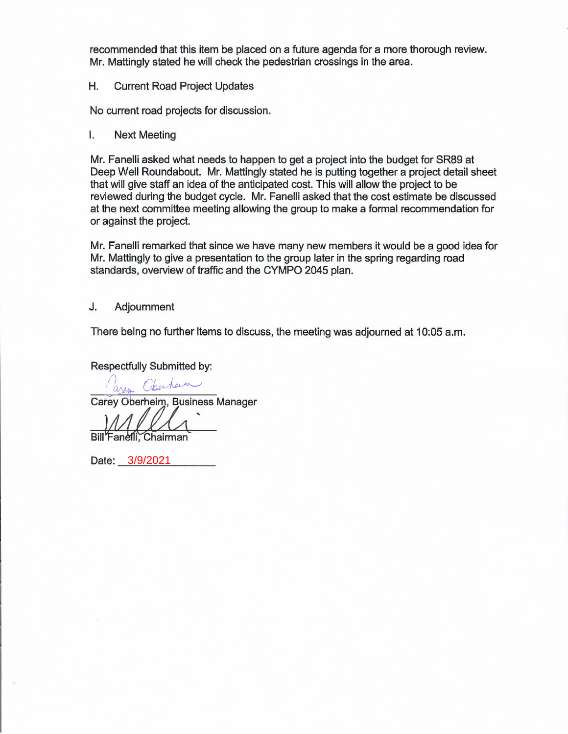recommended that this item be placed on a future agenda for a more thorough review. Mr. Mattingly stated he will check the pedestrian crossings in the area.

H. Current Road Project Updates

No current road projects for discussion.

I. Next Meeting

Mr. Fanelli asked what needs to happen to get a project into the budget for SR89 at Deep Well Roundabout. Mr. Mattingly stated he is putting together a project detail sheet that will give staff an idea of the anticipated cost. This will allow the project to be reviewed during the budget cycle. Mr. Fanelli asked that the cost estimate be discussed at the next committee meeting allowing the group to make a formal recommendation for or against the project.

Mr. Fanelli remarked that since we have many new members it would be a good idea for Mr. Mattingly to give a presentation to the group later in the spring regarding road standards, overview of traffic and the CYMPO 2045 plan.

J. Adjournment

There being no further items to discuss, the meeting was adjourned at 10:05 a.m.

Respectfully Submitted by:

Carey Oberheim

Carey Oberheim, Business Manager

Bill Fanelli, Chairman

Date: 3/9/2021